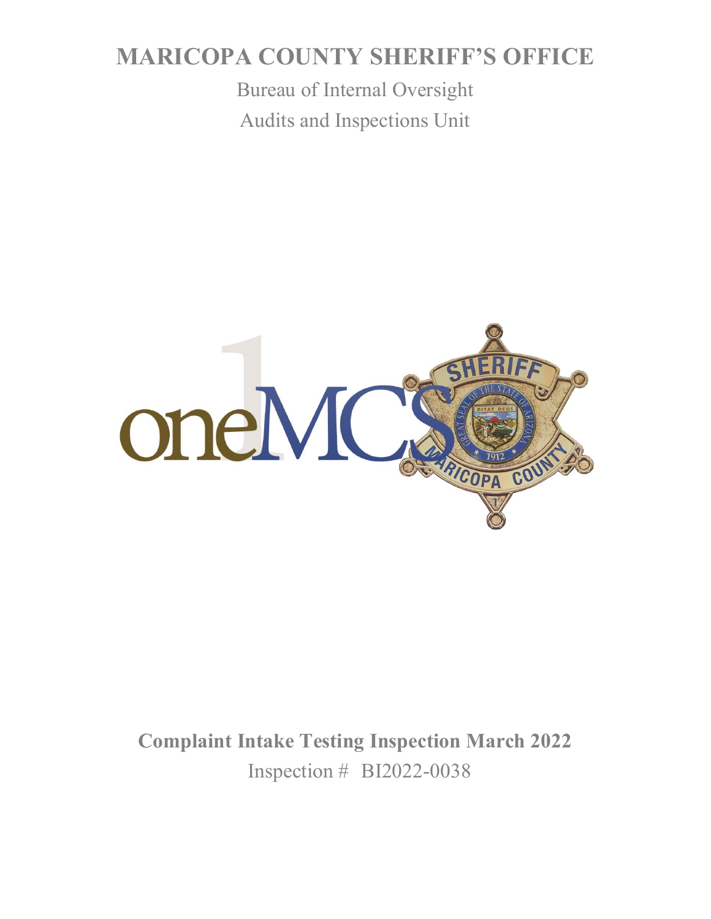# MARICOPA COUNTY SHERIFF'S OFFICE

Bureau of Internal Oversight

Audits and Inspections Unit

**Complaint Intake Testing Inspection March 2022**

Inspection # BI2022-0038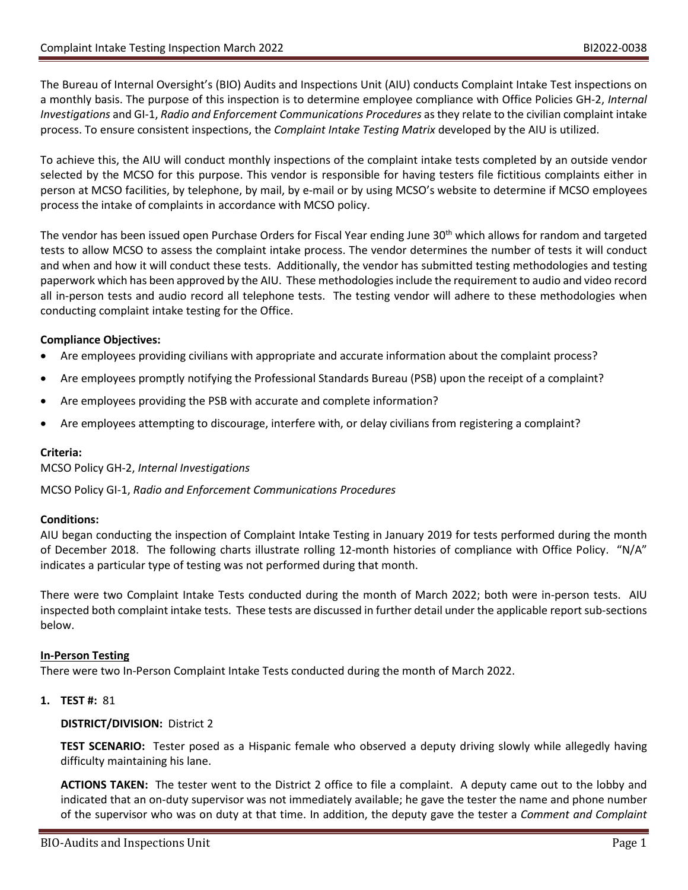The Bureau of Internal Oversight's (BIO) Audits and Inspections Unit (AIU) conducts Complaint Intake Test inspections on a monthly basis. The purpose of this inspection is to determine employee compliance with Office Policies GH-2, *Internal Investigations* and GI-1, *Radio and Enforcement Communications Procedures* as they relate to the civilian complaint intake process. To ensure consistent inspections, the *Complaint Intake Testing Matrix* developed by the AIU is utilized.

To achieve this, the AIU will conduct monthly inspections of the complaint intake tests completed by an outside vendor selected by the MCSO for this purpose. This vendor is responsible for having testers file fictitious complaints either in person at MCSO facilities, by telephone, by mail, by e-mail or by using MCSO's website to determine if MCSO employees process the intake of complaints in accordance with MCSO policy.

The vendor has been issued open Purchase Orders for Fiscal Year ending June 30th which allows for random and targeted tests to allow MCSO to assess the complaint intake process. The vendor determines the number of tests it will conduct and when and how it will conduct these tests. Additionally, the vendor has submitted testing methodologies and testing paperwork which has been approved by the AIU. These methodologies include the requirement to audio and video record all in-person tests and audio record all telephone tests. The testing vendor will adhere to these methodologies when conducting complaint intake testing for the Office.

**Compliance Objectives:**

- Are employees providing civilians with appropriate and accurate information about the complaint process?
- Are employees promptly notifying the Professional Standards Bureau (PSB) upon the receipt of a complaint?
- Are employees providing the PSB with accurate and complete information?
- Are employees attempting to discourage, interfere with, or delay civilians from registering a complaint?

**Criteria:**

MCSO Policy GH-2, *Internal Investigations*

MCSO Policy GI-1, *Radio and Enforcement Communications Procedures*

**Conditions:**

AIU began conducting the inspection of Complaint Intake Testing in January 2019 for tests performed during the month of December 2018. The following charts illustrate rolling 12-month histories of compliance with Office Policy. "N/A" indicates a particular type of testing was not performed during that month.

There were two Complaint Intake Tests conducted during the month of March 2022; both were in-person tests. AIU inspected both complaint intake tests. These tests are discussed in further detail under the applicable report sub-sections below.

**In-Person Testing**

There were two In-Person Complaint Intake Tests conducted during the month of March 2022.

1. **TEST #:** 81

   **DISTRICT/DIVISION:** District 2

   **TEST SCENARIO:** Tester posed as a Hispanic female who observed a deputy driving slowly while allegedly having difficulty maintaining his lane.

   **ACTIONS TAKEN:** The tester went to the District 2 office to file a complaint. A deputy came out to the lobby and indicated that an on-duty supervisor was not immediately available; he gave the tester the name and phone number of the supervisor who was on duty at that time. In addition, the deputy gave the tester a *Comment and Complaint*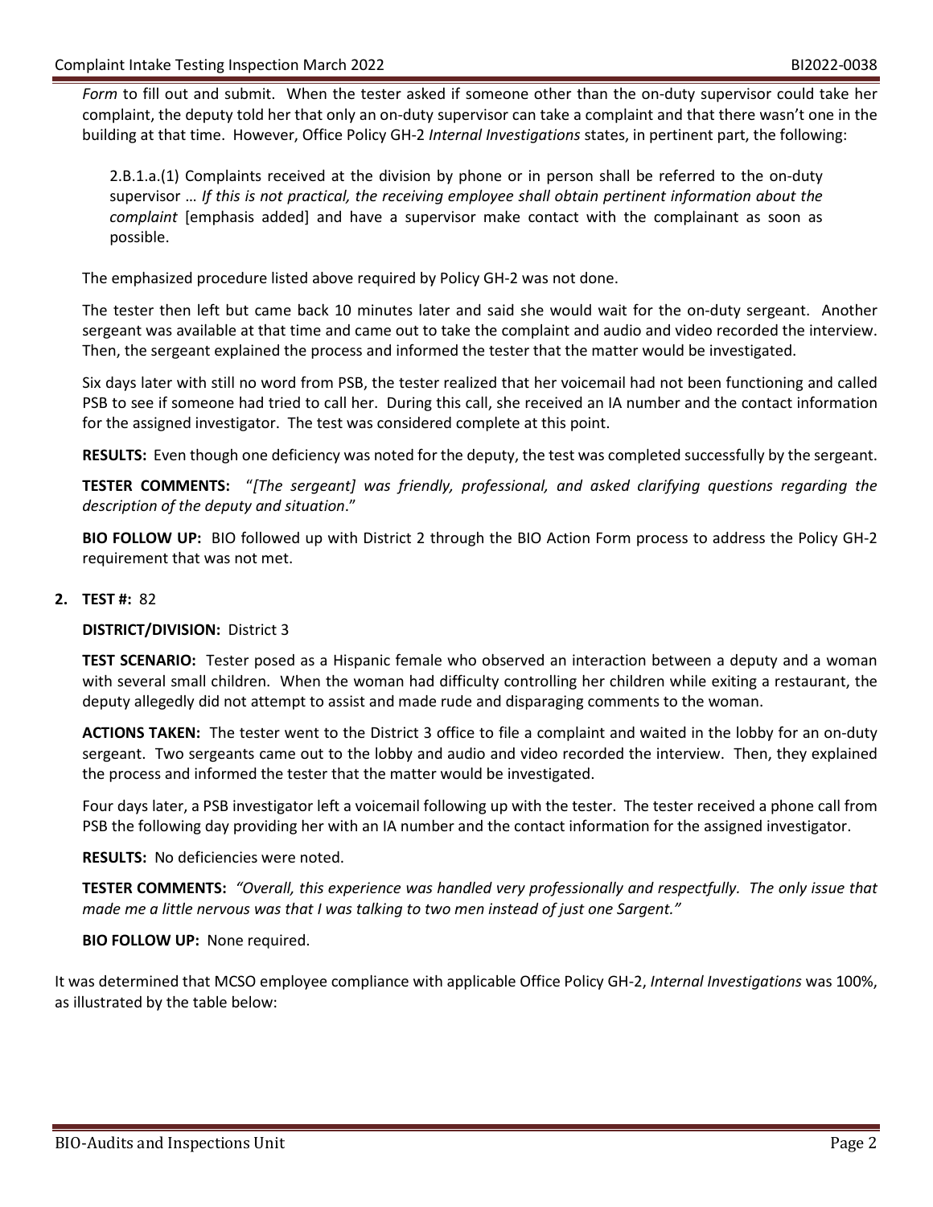*Form* to fill out and submit. When the tester asked if someone other than the on-duty supervisor could take her complaint, the deputy told her that only an on-duty supervisor can take a complaint and that there wasn't one in the building at that time. However, Office Policy GH-2 *Internal Investigations* states, in pertinent part, the following:

> 2.B.1.a.(1) Complaints received at the division by phone or in person shall be referred to the on-duty supervisor … *If this is not practical, the receiving employee shall obtain pertinent information about the complaint* [emphasis added] and have a supervisor make contact with the complainant as soon as possible.

The emphasized procedure listed above required by Policy GH-2 was not done.

The tester then left but came back 10 minutes later and said she would wait for the on-duty sergeant. Another sergeant was available at that time and came out to take the complaint and audio and video recorded the interview. Then, the sergeant explained the process and informed the tester that the matter would be investigated.

Six days later with still no word from PSB, the tester realized that her voicemail had not been functioning and called PSB to see if someone had tried to call her. During this call, she received an IA number and the contact information for the assigned investigator. The test was considered complete at this point.

**RESULTS:** Even though one deficiency was noted for the deputy, the test was completed successfully by the sergeant.

**TESTER COMMENTS:** "*[The sergeant] was friendly, professional, and asked clarifying questions regarding the description of the deputy and situation*."

**BIO FOLLOW UP:** BIO followed up with District 2 through the BIO Action Form process to address the Policy GH-2 requirement that was not met.

2. **TEST #:** 82

   **DISTRICT/DIVISION:** District 3

   **TEST SCENARIO:** Tester posed as a Hispanic female who observed an interaction between a deputy and a woman with several small children. When the woman had difficulty controlling her children while exiting a restaurant, the deputy allegedly did not attempt to assist and made rude and disparaging comments to the woman.

   **ACTIONS TAKEN:** The tester went to the District 3 office to file a complaint and waited in the lobby for an on-duty sergeant. Two sergeants came out to the lobby and audio and video recorded the interview. Then, they explained the process and informed the tester that the matter would be investigated.

   Four days later, a PSB investigator left a voicemail following up with the tester. The tester received a phone call from PSB the following day providing her with an IA number and the contact information for the assigned investigator.

   **RESULTS:** No deficiencies were noted.

   **TESTER COMMENTS:** *"Overall, this experience was handled very professionally and respectfully. The only issue that made me a little nervous was that I was talking to two men instead of just one Sargent."*

   **BIO FOLLOW UP:** None required.

It was determined that MCSO employee compliance with applicable Office Policy GH-2, *Internal Investigations* was 100%, as illustrated by the table below: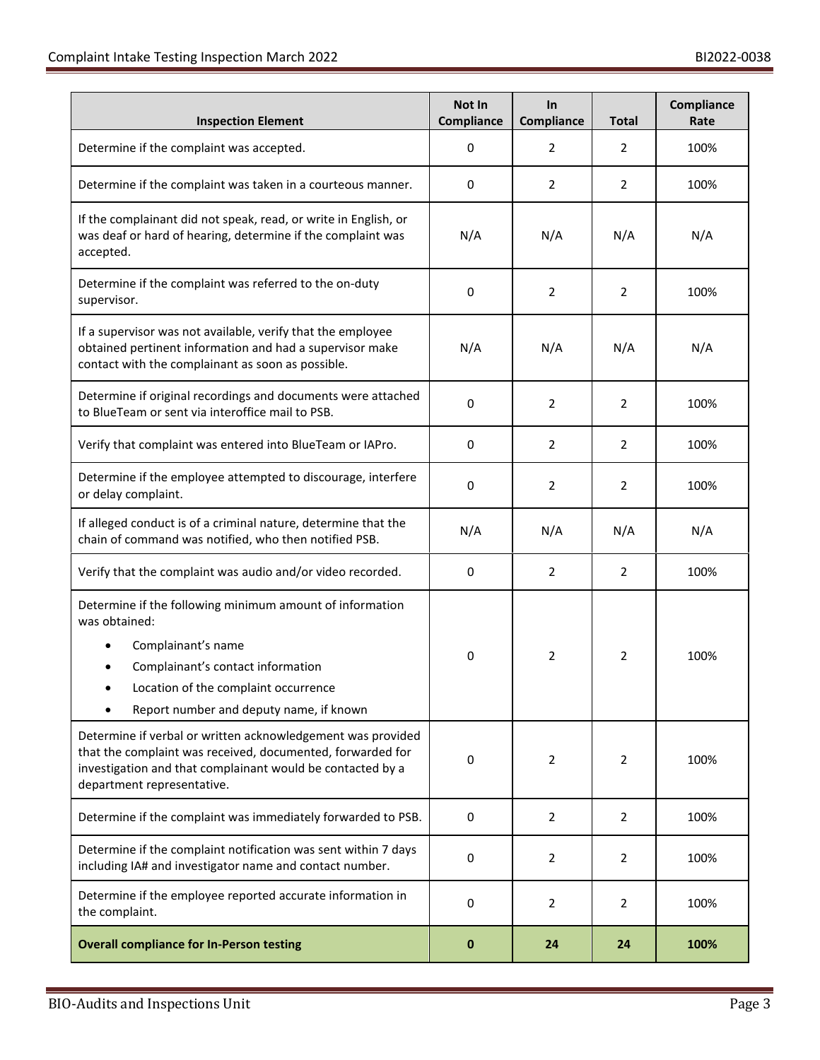| Inspection Element | Not In Compliance | In Compliance | Total | Compliance Rate |
|---|---|---|---|---|
| Determine if the complaint was accepted. | 0 | 2 | 2 | 100% |
| Determine if the complaint was taken in a courteous manner. | 0 | 2 | 2 | 100% |
| If the complainant did not speak, read, or write in English, or was deaf or hard of hearing, determine if the complaint was accepted. | N/A | N/A | N/A | N/A |
| Determine if the complaint was referred to the on-duty supervisor. | 0 | 2 | 2 | 100% |
| If a supervisor was not available, verify that the employee obtained pertinent information and had a supervisor make contact with the complainant as soon as possible. | N/A | N/A | N/A | N/A |
| Determine if original recordings and documents were attached to BlueTeam or sent via interoffice mail to PSB. | 0 | 2 | 2 | 100% |
| Verify that complaint was entered into BlueTeam or IAPro. | 0 | 2 | 2 | 100% |
| Determine if the employee attempted to discourage, interfere or delay complaint. | 0 | 2 | 2 | 100% |
| If alleged conduct is of a criminal nature, determine that the chain of command was notified, who then notified PSB. | N/A | N/A | N/A | N/A |
| Verify that the complaint was audio and/or video recorded. | 0 | 2 | 2 | 100% |
| Determine if the following minimum amount of information was obtained: <br>• Complainant's name <br>• Complainant's contact information <br>• Location of the complaint occurrence <br>• Report number and deputy name, if known | 0 | 2 | 2 | 100% |
| Determine if verbal or written acknowledgement was provided that the complaint was received, documented, forwarded for investigation and that complainant would be contacted by a department representative. | 0 | 2 | 2 | 100% |
| Determine if the complaint was immediately forwarded to PSB. | 0 | 2 | 2 | 100% |
| Determine if the complaint notification was sent within 7 days including IA# and investigator name and contact number. | 0 | 2 | 2 | 100% |
| Determine if the employee reported accurate information in the complaint. | 0 | 2 | 2 | 100% |
| **Overall compliance for In-Person testing** | **0** | **24** | **24** | **100%** |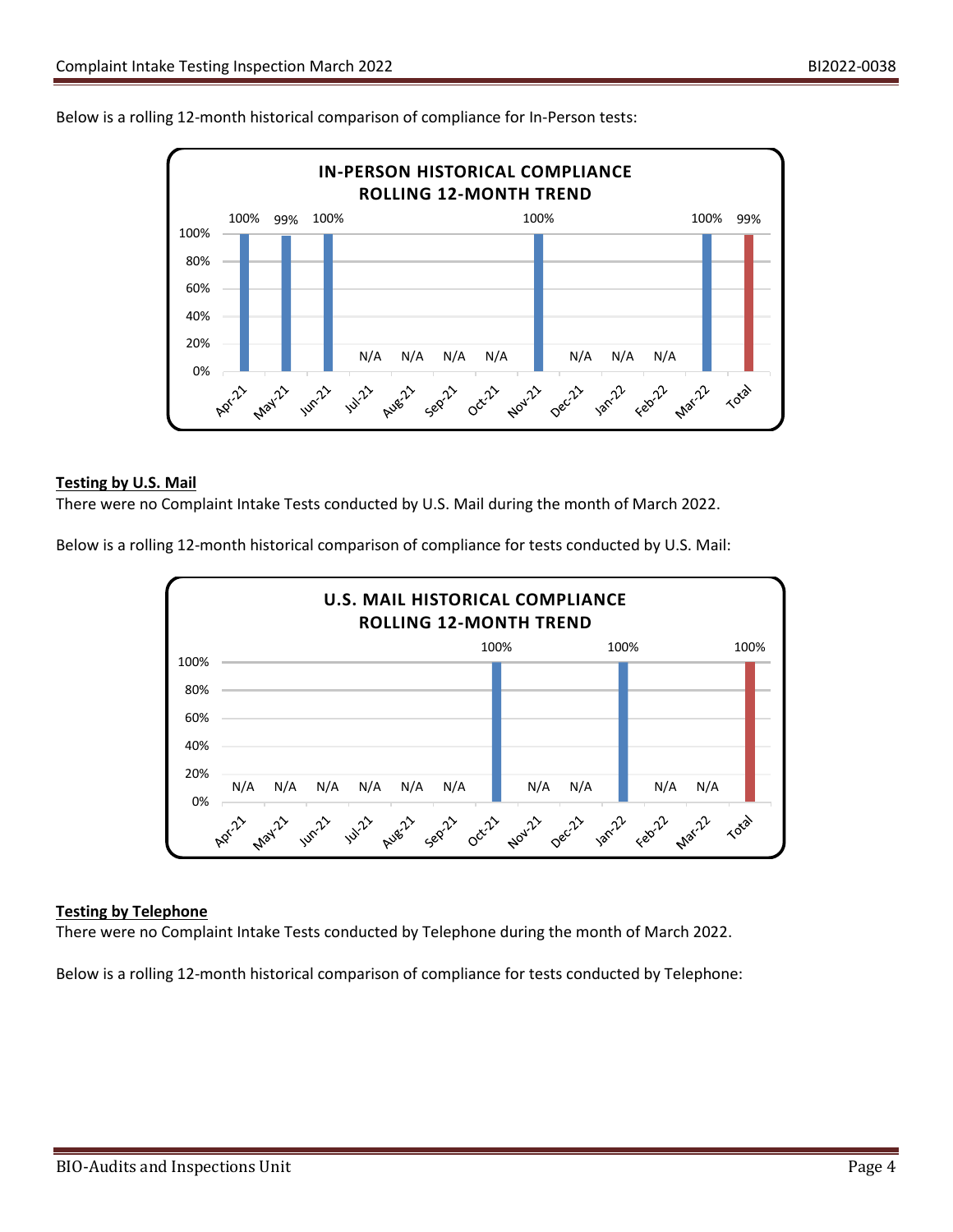Below is a rolling 12-month historical comparison of compliance for In-Person tests:

**IN-PERSON HISTORICAL COMPLIANCE
ROLLING 12-MONTH TREND**

| Apr-21 | May-21 | Jun-21 | Jul-21 | Aug-21 | Sep-21 | Oct-21 | Nov-21 | Dec-21 | Jan-22 | Feb-22 | Mar-22 | Total |
|---|---|---|---|---|---|---|---|---|---|---|---|---|
| 100% | 99% | 100% | N/A | N/A | N/A | N/A | 100% | N/A | N/A | N/A | 100% | 99% |

### Testing by U.S. Mail

There were no Complaint Intake Tests conducted by U.S. Mail during the month of March 2022.

Below is a rolling 12-month historical comparison of compliance for tests conducted by U.S. Mail:

**U.S. MAIL HISTORICAL COMPLIANCE
ROLLING 12-MONTH TREND**

| Apr-21 | May-21 | Jun-21 | Jul-21 | Aug-21 | Sep-21 | Oct-21 | Nov-21 | Dec-21 | Jan-22 | Feb-22 | Mar-22 | Total |
|---|---|---|---|---|---|---|---|---|---|---|---|---|
| N/A | N/A | N/A | N/A | N/A | N/A | 100% | N/A | N/A | 100% | N/A | N/A | 100% |

### Testing by Telephone

There were no Complaint Intake Tests conducted by Telephone during the month of March 2022.

Below is a rolling 12-month historical comparison of compliance for tests conducted by Telephone: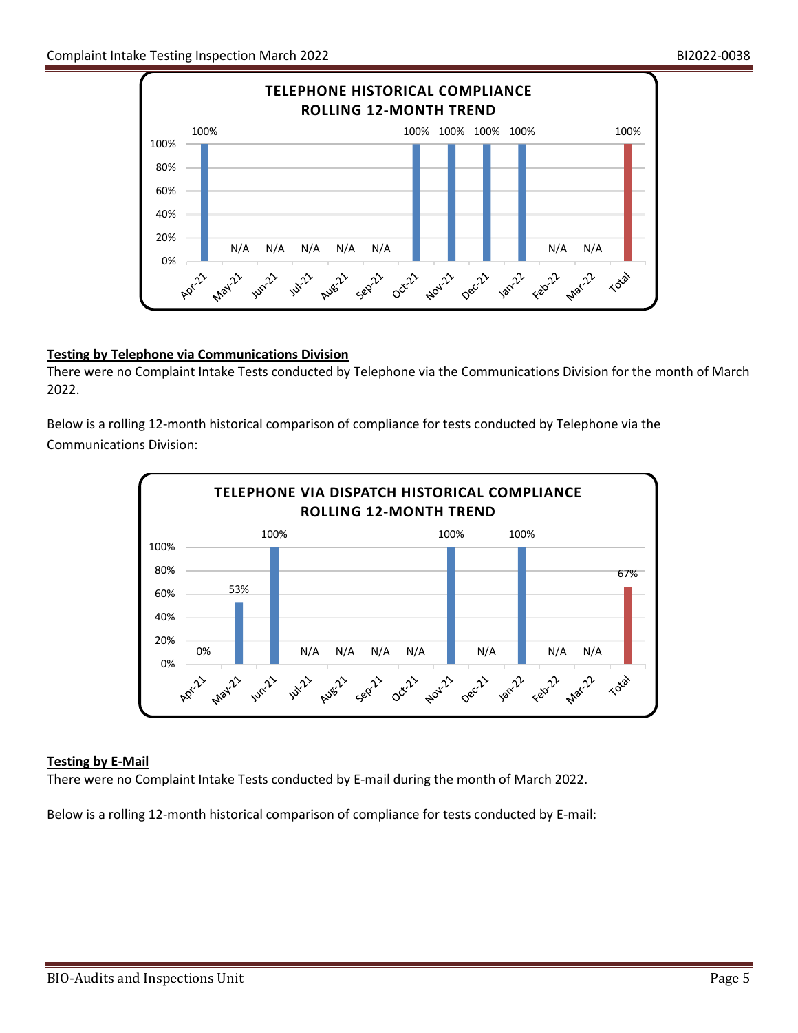**TELEPHONE HISTORICAL COMPLIANCE ROLLING 12-MONTH TREND**

| Apr-21 | May-21 | Jun-21 | Jul-21 | Aug-21 | Sep-21 | Oct-21 | Nov-21 | Dec-21 | Jan-22 | Feb-22 | Mar-22 | Total |
|---|---|---|---|---|---|---|---|---|---|---|---|---|
| 100% | N/A | N/A | N/A | N/A | N/A | 100% | 100% | 100% | 100% | N/A | N/A | 100% |

**Testing by Telephone via Communications Division**

There were no Complaint Intake Tests conducted by Telephone via the Communications Division for the month of March 2022.

Below is a rolling 12-month historical comparison of compliance for tests conducted by Telephone via the Communications Division:

**TELEPHONE VIA DISPATCH HISTORICAL COMPLIANCE ROLLING 12-MONTH TREND**

| Apr-21 | May-21 | Jun-21 | Jul-21 | Aug-21 | Sep-21 | Oct-21 | Nov-21 | Dec-21 | Jan-22 | Feb-22 | Mar-22 | Total |
|---|---|---|---|---|---|---|---|---|---|---|---|---|
| 0% | 53% | 100% | N/A | N/A | N/A | N/A | 100% | N/A | 100% | N/A | N/A | 67% |

**Testing by E-Mail**

There were no Complaint Intake Tests conducted by E-mail during the month of March 2022.

Below is a rolling 12-month historical comparison of compliance for tests conducted by E-mail: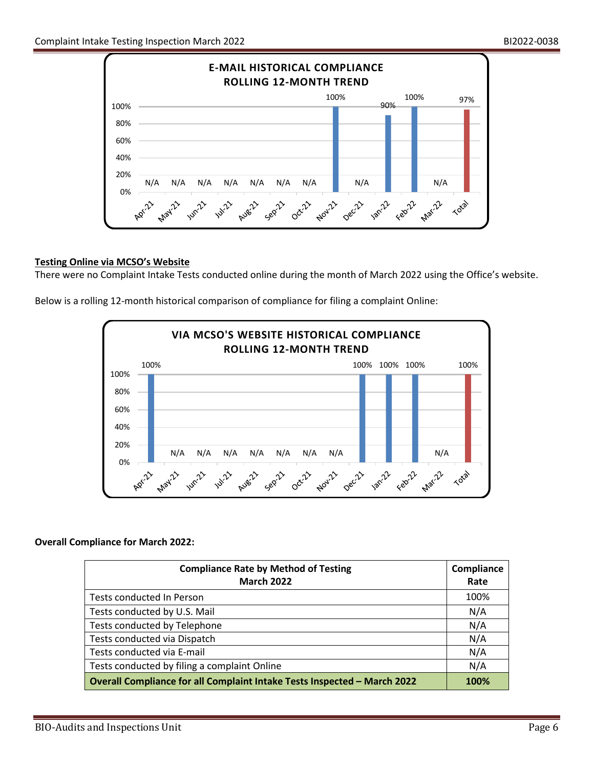**E-MAIL HISTORICAL COMPLIANCE ROLLING 12-MONTH TREND**

| Month | Compliance |
| --- | --- |
| Apr-21 | N/A |
| May-21 | N/A |
| Jun-21 | N/A |
| Jul-21 | N/A |
| Aug-21 | N/A |
| Sep-21 | N/A |
| Oct-21 | N/A |
| Nov-21 | 100% |
| Dec-21 | N/A |
| Jan-22 | 90% |
| Feb-22 | 100% |
| Mar-22 | N/A |
| Total | 97% |

**<u>Testing Online via MCSO's Website</u>**

There were no Complaint Intake Tests conducted online during the month of March 2022 using the Office's website.

Below is a rolling 12-month historical comparison of compliance for filing a complaint Online:

**VIA MCSO'S WEBSITE HISTORICAL COMPLIANCE ROLLING 12-MONTH TREND**

| Month | Compliance |
| --- | --- |
| Apr-21 | 100% |
| May-21 | N/A |
| Jun-21 | N/A |
| Jul-21 | N/A |
| Aug-21 | N/A |
| Sep-21 | N/A |
| Oct-21 | N/A |
| Nov-21 | N/A |
| Dec-21 | 100% |
| Jan-22 | 100% |
| Feb-22 | 100% |
| Mar-22 | N/A |
| Total | 100% |

**Overall Compliance for March 2022:**

| Compliance Rate by Method of Testing March 2022 | Compliance Rate |
| --- | --- |
| Tests conducted In Person | 100% |
| Tests conducted by U.S. Mail | N/A |
| Tests conducted by Telephone | N/A |
| Tests conducted via Dispatch | N/A |
| Tests conducted via E-mail | N/A |
| Tests conducted by filing a complaint Online | N/A |
| **Overall Compliance for all Complaint Intake Tests Inspected – March 2022** | **100%** |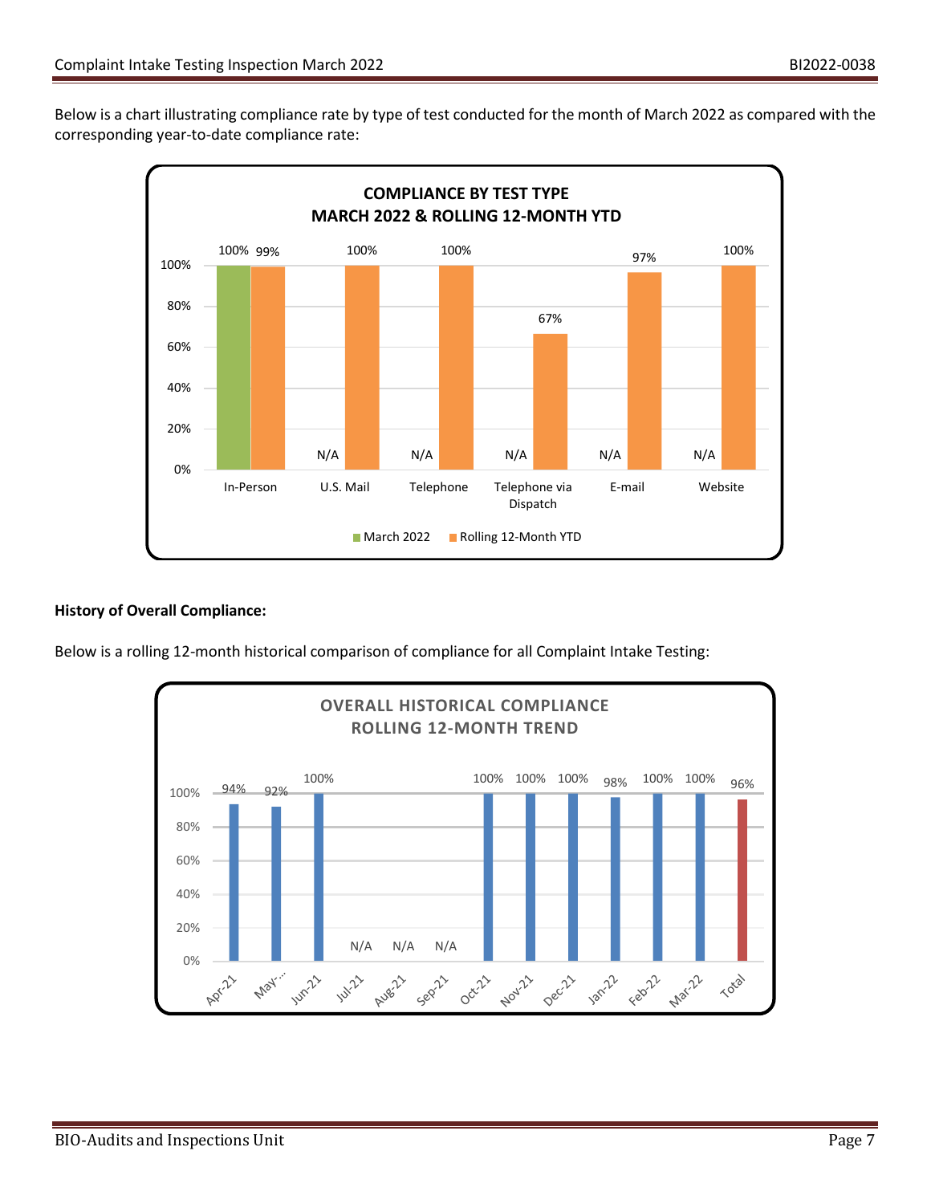Below is a chart illustrating compliance rate by type of test conducted for the month of March 2022 as compared with the corresponding year-to-date compliance rate:

**COMPLIANCE BY TEST TYPE**
**MARCH 2022 & ROLLING 12-MONTH YTD**

| Test Type | March 2022 | Rolling 12-Month YTD |
|---|---|---|
| In-Person | 100% | 99% |
| U.S. Mail | N/A | 100% |
| Telephone | N/A | 100% |
| Telephone via Dispatch | N/A | 67% |
| E-mail | N/A | 97% |
| Website | N/A | 100% |

**History of Overall Compliance:**

Below is a rolling 12-month historical comparison of compliance for all Complaint Intake Testing:

**OVERALL HISTORICAL COMPLIANCE**
**ROLLING 12-MONTH TREND**

| Apr-21 | May-... | Jun-21 | Jul-21 | Aug-21 | Sep-21 | Oct-21 | Nov-21 | Dec-21 | Jan-22 | Feb-22 | Mar-22 | Total |
|---|---|---|---|---|---|---|---|---|---|---|---|---|
| 94% | 92% | 100% | N/A | N/A | N/A | 100% | 100% | 100% | 98% | 100% | 100% | 96% |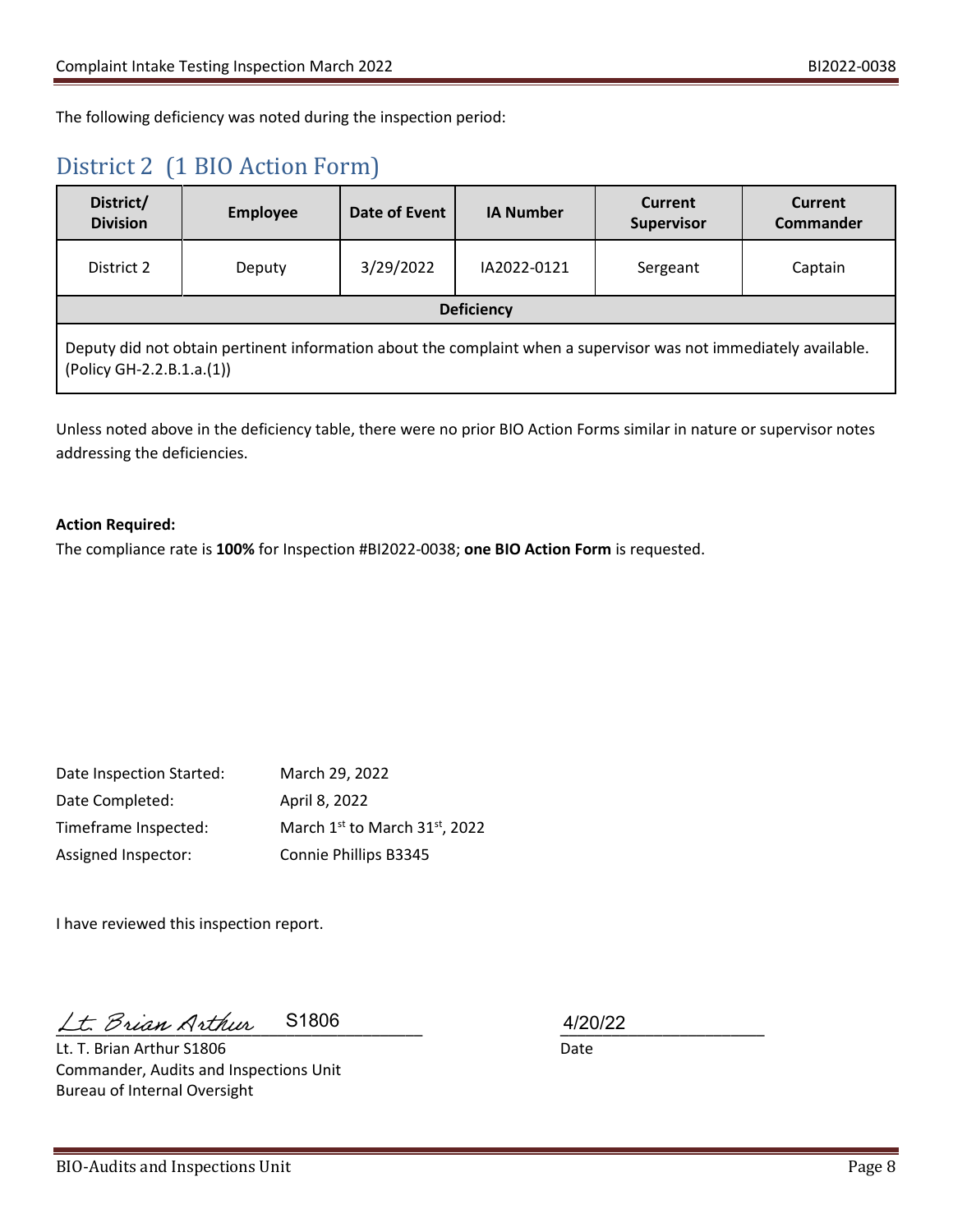The following deficiency was noted during the inspection period:

## District 2 (1 BIO Action Form)

| District/ Division | Employee | Date of Event | IA Number | Current Supervisor | Current Commander |
|---|---|---|---|---|---|
| District 2 | Deputy | 3/29/2022 | IA2022-0121 | Sergeant | Captain |
| **Deficiency** | | | | | |
| Deputy did not obtain pertinent information about the complaint when a supervisor was not immediately available. (Policy GH-2.2.B.1.a.(1)) | | | | | |

Unless noted above in the deficiency table, there were no prior BIO Action Forms similar in nature or supervisor notes addressing the deficiencies.

**Action Required:**
The compliance rate is **100%** for Inspection #BI2022-0038; **one BIO Action Form** is requested.

| | |
|---|---|
| Date Inspection Started: | March 29, 2022 |
| Date Completed: | April 8, 2022 |
| Timeframe Inspected: | March 1st to March 31st, 2022 |
| Assigned Inspector: | Connie Phillips B3345 |

I have reviewed this inspection report.

Lt. Brian Arthur S1806 — 4/20/22

Lt. T. Brian Arthur S1806
Commander, Audits and Inspections Unit
Bureau of Internal Oversight

Date